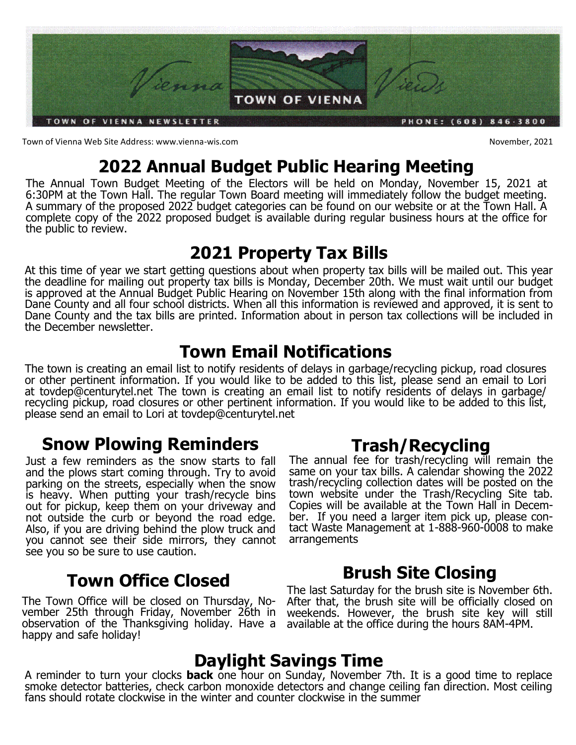Vienna Views

TOWN OF VIENNA

TOWN OF VIENNA NEWSLETTER

PHONE: (608) 846-3800

Town of Vienna Web Site Address: www.vienna-wis.com

November, 2021

## 2022 Annual Budget Public Hearing Meeting

The Annual Town Budget Meeting of the Electors will be held on Monday, November 15, 2021 at 6:30PM at the Town Hall. The regular Town Board meeting will immediately follow the budget meeting. A summary of the proposed 2022 budget categories can be found on our website or at the Town Hall. A complete copy of the 2022 proposed budget is available during regular business hours at the office for the public to review.

## 2021 Property Tax Bills

At this time of year we start getting questions about when property tax bills will be mailed out. This year the deadline for mailing out property tax bills is Monday, December 20th. We must wait until our budget is approved at the Annual Budget Public Hearing on November 15th along with the final information from Dane County and all four school districts. When all this information is reviewed and approved, it is sent to Dane County and the tax bills are printed. Information about in person tax collections will be included in the December newsletter.

## Town Email Notifications

The town is creating an email list to notify residents of delays in garbage/recycling pickup, road closures or other pertinent information. If you would like to be added to this list, please send an email to Lori at tovdep@centurytel.net The town is creating an email list to notify residents of delays in garbage/ recycling pickup, road closures or other pertinent information. If you would like to be added to this list, please send an email to Lori at tovdep@centurytel.net

## Snow Plowing Reminders

Just a few reminders as the snow starts to fall and the plows start coming through. Try to avoid parking on the streets, especially when the snow is heavy. When putting your trash/recycle bins out for pickup, keep them on your driveway and not outside the curb or beyond the road edge. Also, if you are driving behind the plow truck and you cannot see their side mirrors, they cannot see you so be sure to use caution.

## Town Office Closed

The Town Office will be closed on Thursday, November 25th through Friday, November 26th in observation of the Thanksgiving holiday. Have a happy and safe holiday!

## Trash/Recycling

The annual fee for trash/recycling will remain the same on your tax bills. A calendar showing the 2022 trash/recycling collection dates will be posted on the town website under the Trash/Recycling Site tab. Copies will be available at the Town Hall in December. If you need a larger item pick up, please contact Waste Management at 1-888-960-0008 to make arrangements

## Brush Site Closing

The last Saturday for the brush site is November 6th. After that, the brush site will be officially closed on weekends. However, the brush site key will still available at the office during the hours 8AM-4PM.

## Daylight Savings Time

A reminder to turn your clocks **back** one hour on Sunday, November 7th. It is a good time to replace smoke detector batteries, check carbon monoxide detectors and change ceiling fan direction. Most ceiling fans should rotate clockwise in the winter and counter clockwise in the summer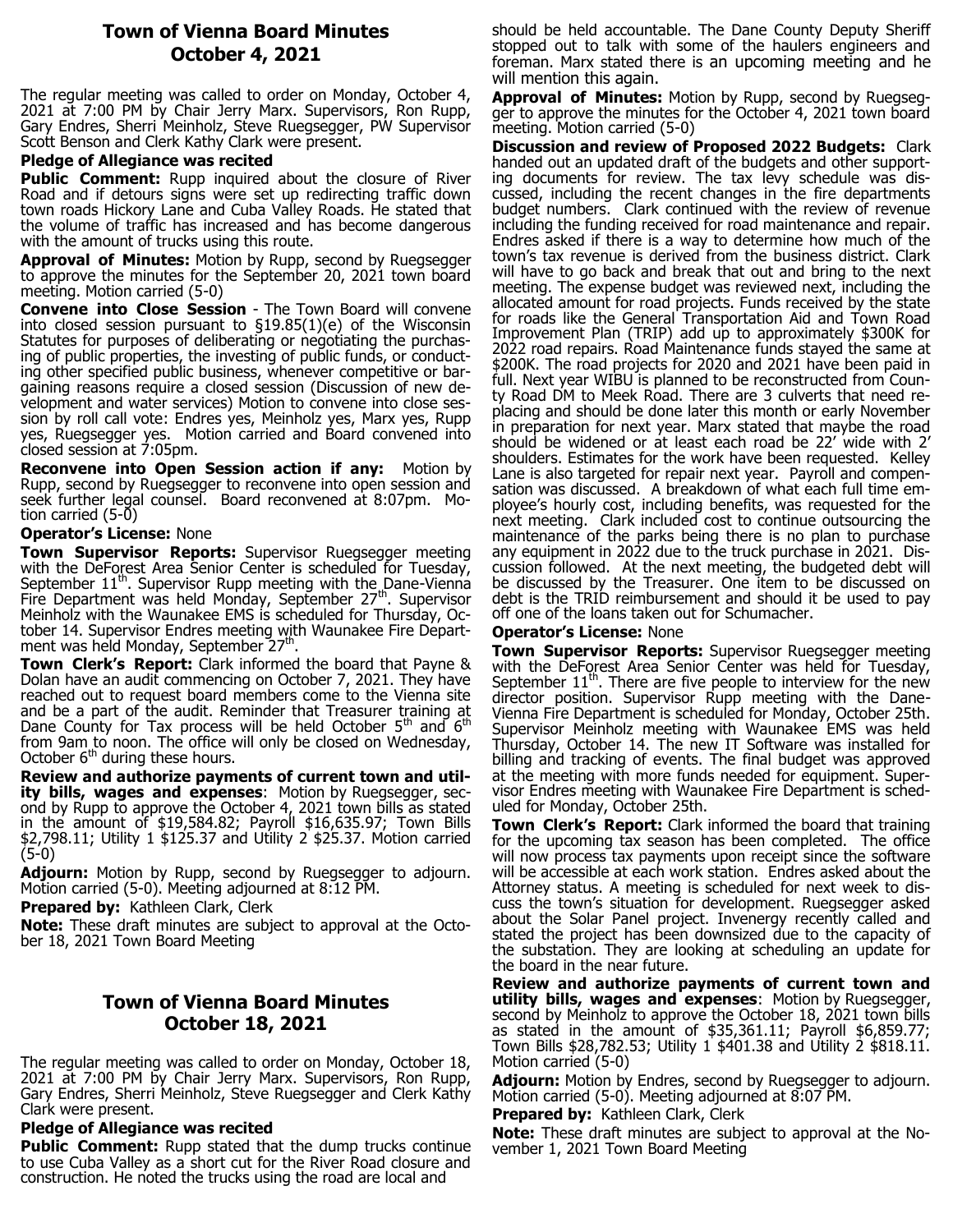# Town of Vienna Board Minutes
## October 4, 2021

The regular meeting was called to order on Monday, October 4, 2021 at 7:00 PM by Chair Jerry Marx. Supervisors, Ron Rupp, Gary Endres, Sherri Meinholz, Steve Ruegsegger, PW Supervisor Scott Benson and Clerk Kathy Clark were present.

**Pledge of Allegiance was recited**

**Public Comment:** Rupp inquired about the closure of River Road and if detours signs were set up redirecting traffic down town roads Hickory Lane and Cuba Valley Roads. He stated that the volume of traffic has increased and has become dangerous with the amount of trucks using this route.

**Approval of Minutes:** Motion by Rupp, second by Ruegsegger to approve the minutes for the September 20, 2021 town board meeting. Motion carried (5-0)

**Convene into Close Session** - The Town Board will convene into closed session pursuant to §19.85(1)(e) of the Wisconsin Statutes for purposes of deliberating or negotiating the purchasing of public properties, the investing of public funds, or conducting other specified public business, whenever competitive or bargaining reasons require a closed session (Discussion of new development and water services) Motion to convene into close session by roll call vote: Endres yes, Meinholz yes, Marx yes, Rupp yes, Ruegsegger yes. Motion carried and Board convened into closed session at 7:05pm.

**Reconvene into Open Session action if any:** Motion by Rupp, second by Ruegsegger to reconvene into open session and seek further legal counsel. Board reconvened at 8:07pm. Motion carried (5-0)

**Operator's License:** None

**Town Supervisor Reports:** Supervisor Ruegsegger meeting with the DeForest Area Senior Center is scheduled for Tuesday, September 11th. Supervisor Rupp meeting with the Dane-Vienna Fire Department was held Monday, September 27th. Supervisor Meinholz with the Waunakee EMS is scheduled for Thursday, October 14. Supervisor Endres meeting with Waunakee Fire Department was held Monday, September 27th.

**Town Clerk's Report:** Clark informed the board that Payne & Dolan have an audit commencing on October 7, 2021. They have reached out to request board members come to the Vienna site and be a part of the audit. Reminder that Treasurer training at Dane County for Tax process will be held October 5th and 6th from 9am to noon. The office will only be closed on Wednesday, October 6th during these hours.

**Review and authorize payments of current town and utility bills, wages and expenses**: Motion by Ruegsegger, second by Rupp to approve the October 4, 2021 town bills as stated in the amount of $19,584.82; Payroll $16,635.97; Town Bills $2,798.11; Utility 1 $125.37 and Utility 2 $25.37. Motion carried (5-0)

**Adjourn:** Motion by Rupp, second by Ruegsegger to adjourn. Motion carried (5-0). Meeting adjourned at 8:12 PM.

**Prepared by:** Kathleen Clark, Clerk

**Note:** These draft minutes are subject to approval at the October 18, 2021 Town Board Meeting

# Town of Vienna Board Minutes
## October 18, 2021

The regular meeting was called to order on Monday, October 18, 2021 at 7:00 PM by Chair Jerry Marx. Supervisors, Ron Rupp, Gary Endres, Sherri Meinholz, Steve Ruegsegger and Clerk Kathy Clark were present.

**Pledge of Allegiance was recited**

**Public Comment:** Rupp stated that the dump trucks continue to use Cuba Valley as a short cut for the River Road closure and construction. He noted the trucks using the road are local and should be held accountable. The Dane County Deputy Sheriff stopped out to talk with some of the haulers engineers and foreman. Marx stated there is an upcoming meeting and he will mention this again.

**Approval of Minutes:** Motion by Rupp, second by Ruegsegger to approve the minutes for the October 4, 2021 town board meeting. Motion carried (5-0)

**Discussion and review of Proposed 2022 Budgets:** Clark handed out an updated draft of the budgets and other supporting documents for review. The tax levy schedule was discussed, including the recent changes in the fire departments budget numbers. Clark continued with the review of revenue including the funding received for road maintenance and repair. Endres asked if there is a way to determine how much of the town's tax revenue is derived from the business district. Clark will have to go back and break that out and bring to the next meeting. The expense budget was reviewed next, including the allocated amount for road projects. Funds received by the state for roads like the General Transportation Aid and Town Road Improvement Plan (TRIP) add up to approximately $300K for 2022 road repairs. Road Maintenance funds stayed the same at $200K. The road projects for 2020 and 2021 have been paid in full. Next year WIBU is planned to be reconstructed from County Road DM to Meek Road. There are 3 culverts that need replacing and should be done later this month or early November in preparation for next year. Marx stated that maybe the road should be widened or at least each road be 22' wide with 2' shoulders. Estimates for the work have been requested. Kelley Lane is also targeted for repair next year. Payroll and compensation was discussed. A breakdown of what each full time employee's hourly cost, including benefits, was requested for the next meeting. Clark included cost to continue outsourcing the maintenance of the parks being there is no plan to purchase any equipment in 2022 due to the truck purchase in 2021. Discussion followed. At the next meeting, the budgeted debt will be discussed by the Treasurer. One item to be discussed on debt is the TRID reimbursement and should it be used to pay off one of the loans taken out for Schumacher.

**Operator's License:** None

**Town Supervisor Reports:** Supervisor Ruegsegger meeting with the DeForest Area Senior Center was held for Tuesday, September 11th. There are five people to interview for the new director position. Supervisor Rupp meeting with the Dane-Vienna Fire Department is scheduled for Monday, October 25th. Supervisor Meinholz meeting with Waunakee EMS was held Thursday, October 14. The new IT Software was installed for billing and tracking of events. The final budget was approved at the meeting with more funds needed for equipment. Supervisor Endres meeting with Waunakee Fire Department is scheduled for Monday, October 25th.

**Town Clerk's Report:** Clark informed the board that training for the upcoming tax season has been completed. The office will now process tax payments upon receipt since the software will be accessible at each work station. Endres asked about the Attorney status. A meeting is scheduled for next week to discuss the town's situation for development. Ruegsegger asked about the Solar Panel project. Invenergy recently called and stated the project has been downsized due to the capacity of the substation. They are looking at scheduling an update for the board in the near future.

**Review and authorize payments of current town and utility bills, wages and expenses**: Motion by Ruegsegger, second by Meinholz to approve the October 18, 2021 town bills as stated in the amount of $35,361.11; Payroll $6,859.77; Town Bills $28,782.53; Utility 1 $401.38 and Utility 2 $818.11. Motion carried (5-0)

**Adjourn:** Motion by Endres, second by Ruegsegger to adjourn. Motion carried (5-0). Meeting adjourned at 8:07 PM.

**Prepared by:** Kathleen Clark, Clerk

**Note:** These draft minutes are subject to approval at the November 1, 2021 Town Board Meeting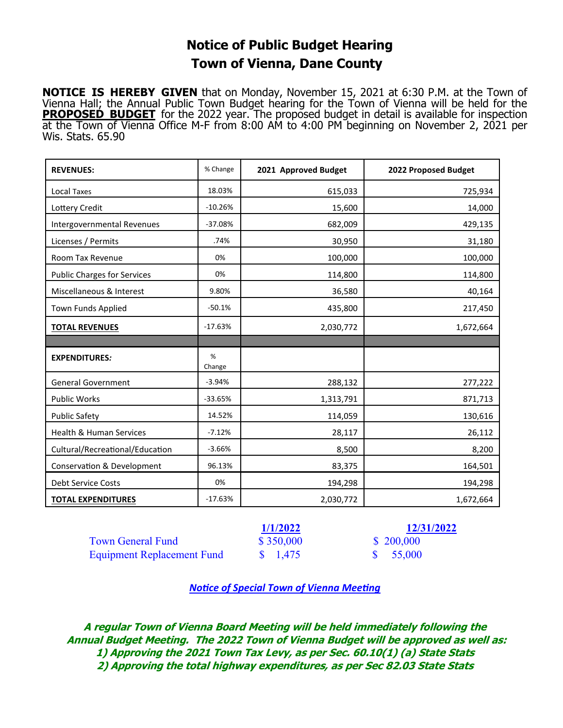# Notice of Public Budget Hearing
# Town of Vienna, Dane County

**NOTICE IS HEREBY GIVEN** that on Monday, November 15, 2021 at 6:30 P.M. at the Town of Vienna Hall; the Annual Public Town Budget hearing for the Town of Vienna will be held for the **PROPOSED BUDGET** for the 2022 year. The proposed budget in detail is available for inspection at the Town of Vienna Office M-F from 8:00 AM to 4:00 PM beginning on November 2, 2021 per Wis. Stats. 65.90

| REVENUES: | % Change | 2021 Approved Budget | 2022 Proposed Budget |
|---|---|---|---|
| Local Taxes | 18.03% | 615,033 | 725,934 |
| Lottery Credit | -10.26% | 15,600 | 14,000 |
| Intergovernmental Revenues | -37.08% | 682,009 | 429,135 |
| Licenses / Permits | .74% | 30,950 | 31,180 |
| Room Tax Revenue | 0% | 100,000 | 100,000 |
| Public Charges for Services | 0% | 114,800 | 114,800 |
| Miscellaneous & Interest | 9.80% | 36,580 | 40,164 |
| Town Funds Applied | -50.1% | 435,800 | 217,450 |
| **TOTAL REVENUES** | -17.63% | 2,030,772 | 1,672,664 |
| | | | |
| **EXPENDITURES:** | % Change | | |
| General Government | -3.94% | 288,132 | 277,222 |
| Public Works | -33.65% | 1,313,791 | 871,713 |
| Public Safety | 14.52% | 114,059 | 130,616 |
| Health & Human Services | -7.12% | 28,117 | 26,112 |
| Cultural/Recreational/Education | -3.66% | 8,500 | 8,200 |
| Conservation & Development | 96.13% | 83,375 | 164,501 |
| Debt Service Costs | 0% | 194,298 | 194,298 |
| **TOTAL EXPENDITURES** | -17.63% | 2,030,772 | 1,672,664 |

| | 1/1/2022 | 12/31/2022 |
|---|---|---|
| Town General Fund | $ 350,000 | $ 200,000 |
| Equipment Replacement Fund | $ 1,475 | $ 55,000 |

***Notice of Special Town of Vienna Meeting***

***A regular Town of Vienna Board Meeting will be held immediately following the Annual Budget Meeting. The 2022 Town of Vienna Budget will be approved as well as:***
***1) Approving the 2021 Town Tax Levy, as per Sec. 60.10(1) (a) State Stats***
***2) Approving the total highway expenditures, as per Sec 82.03 State Stats***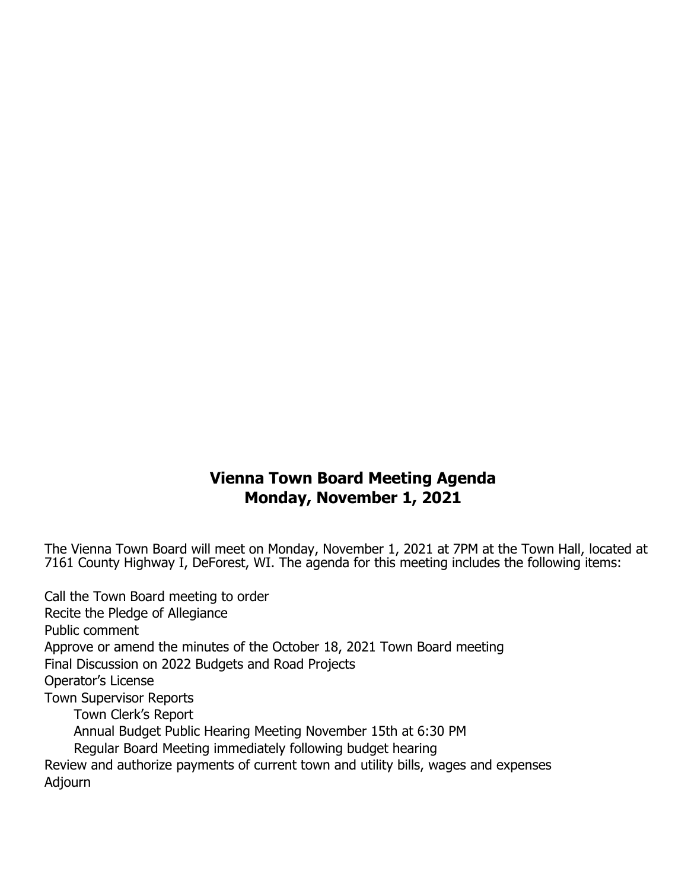# Vienna Town Board Meeting Agenda
## Monday, November 1, 2021

The Vienna Town Board will meet on Monday, November 1, 2021 at 7PM at the Town Hall, located at 7161 County Highway I, DeForest, WI. The agenda for this meeting includes the following items:

Call the Town Board meeting to order
Recite the Pledge of Allegiance
Public comment
Approve or amend the minutes of the October 18, 2021 Town Board meeting
Final Discussion on 2022 Budgets and Road Projects
Operator's License
Town Supervisor Reports
- Town Clerk's Report
- Annual Budget Public Hearing Meeting November 15th at 6:30 PM
- Regular Board Meeting immediately following budget hearing

Review and authorize payments of current town and utility bills, wages and expenses
Adjourn